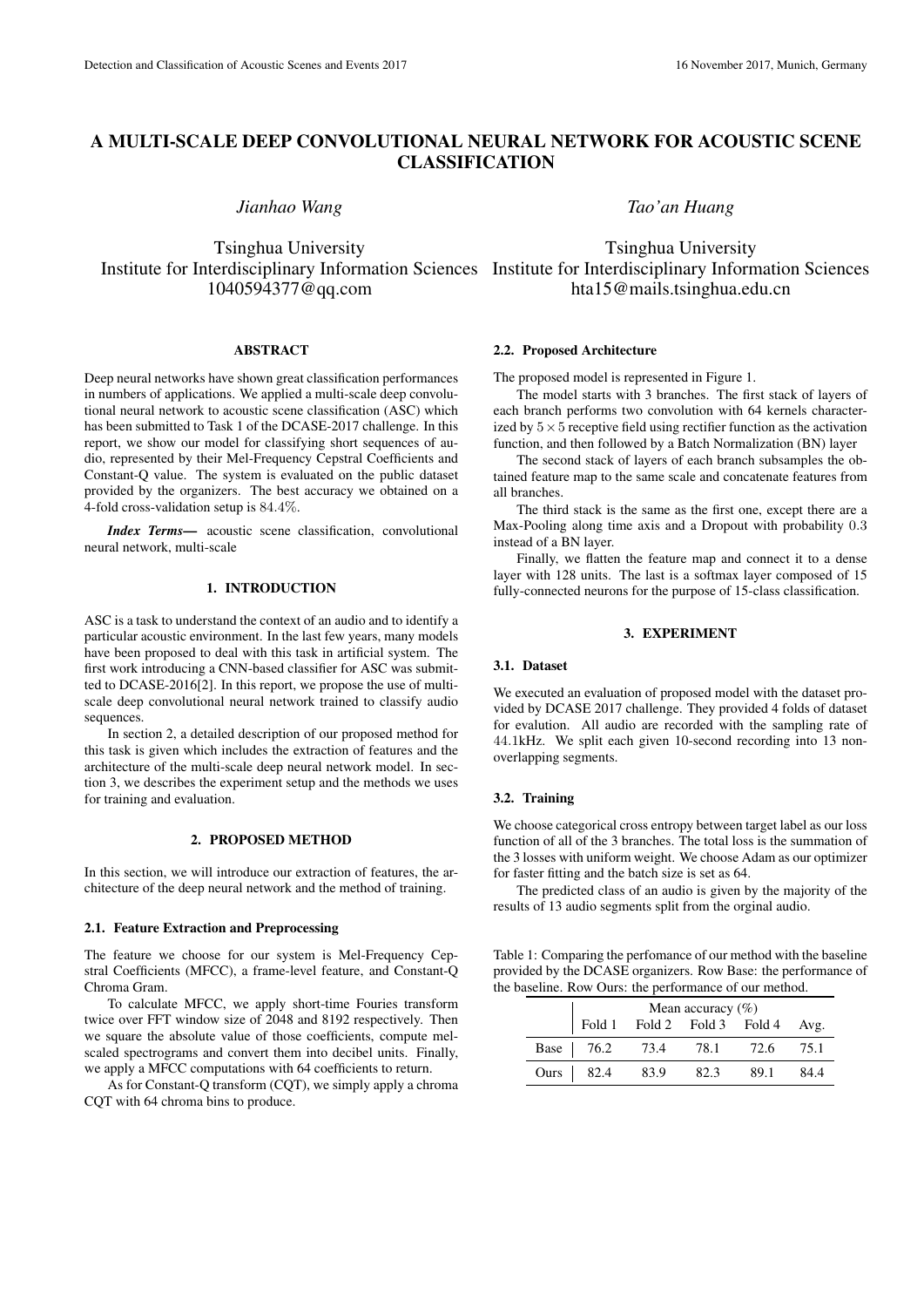# A MULTI-SCALE DEEP CONVOLUTIONAL NEURAL NETWORK FOR ACOUSTIC SCENE CLASSIFICATION

*Jianhao Wang*

Tsinghua University
Institute for Interdisciplinary Information Sciences
1040594377@qq.com

*Tao'an Huang*

Tsinghua University
Institute for Interdisciplinary Information Sciences
hta15@mails.tsinghua.edu.cn

## ABSTRACT

Deep neural networks have shown great classification performances in numbers of applications. We applied a multi-scale deep convolutional neural network to acoustic scene classification (ASC) which has been submitted to Task 1 of the DCASE-2017 challenge. In this report, we show our model for classifying short sequences of audio, represented by their Mel-Frequency Cepstral Coefficients and Constant-Q value. The system is evaluated on the public dataset provided by the organizers. The best accuracy we obtained on a 4-fold cross-validation setup is $84.4\%$.

***Index Terms*—** acoustic scene classification, convolutional neural network, multi-scale

## 1. INTRODUCTION

ASC is a task to understand the context of an audio and to identify a particular acoustic environment. In the last few years, many models have been proposed to deal with this task in artificial system. The first work introducing a CNN-based classifier for ASC was submitted to DCASE-2016[2]. In this report, we propose the use of multi-scale deep convolutional neural network trained to classify audio sequences.

In section 2, a detailed description of our proposed method for this task is given which includes the extraction of features and the architecture of the multi-scale deep neural network model. In section 3, we describes the experiment setup and the methods we uses for training and evaluation.

## 2. PROPOSED METHOD

In this section, we will introduce our extraction of features, the architecture of the deep neural network and the method of training.

### 2.1. Feature Extraction and Preprocessing

The feature we choose for our system is Mel-Frequency Cepstral Coefficients (MFCC), a frame-level feature, and Constant-Q Chroma Gram.

To calculate MFCC, we apply short-time Fouries transform twice over FFT window size of 2048 and 8192 respectively. Then we square the absolute value of those coefficients, compute mel-scaled spectrograms and convert them into decibel units. Finally, we apply a MFCC computations with 64 coefficients to return.

As for Constant-Q transform (CQT), we simply apply a chroma CQT with 64 chroma bins to produce.

### 2.2. Proposed Architecture

The proposed model is represented in Figure 1.

The model starts with 3 branches. The first stack of layers of each branch performs two convolution with 64 kernels characterized by $5 \times 5$ receptive field using rectifier function as the activation function, and then followed by a Batch Normalization (BN) layer

The second stack of layers of each branch subsamples the obtained feature map to the same scale and concatenate features from all branches.

The third stack is the same as the first one, except there are a Max-Pooling along time axis and a Dropout with probability $0.3$ instead of a BN layer.

Finally, we flatten the feature map and connect it to a dense layer with 128 units. The last is a softmax layer composed of 15 fully-connected neurons for the purpose of 15-class classification.

## 3. EXPERIMENT

### 3.1. Dataset

We executed an evaluation of proposed model with the dataset provided by DCASE 2017 challenge. They provided 4 folds of dataset for evalution. All audio are recorded with the sampling rate of $44.1$kHz. We split each given 10-second recording into 13 non-overlapping segments.

### 3.2. Training

We choose categorical cross entropy between target label as our loss function of all of the 3 branches. The total loss is the summation of the 3 losses with uniform weight. We choose Adam as our optimizer for faster fitting and the batch size is set as 64.

The predicted class of an audio is given by the majority of the results of 13 audio segments split from the orginal audio.

Table 1: Comparing the perfomance of our method with the baseline provided by the DCASE organizers. Row Base: the performance of the baseline. Row Ours: the performance of our method.

| | Mean accuracy (%) | | | | |
|---|---|---|---|---|---|
| | Fold 1 | Fold 2 | Fold 3 | Fold 4 | Avg. |
| Base | 76.2 | 73.4 | 78.1 | 72.6 | 75.1 |
| Ours | 82.4 | 83.9 | 82.3 | 89.1 | 84.4 |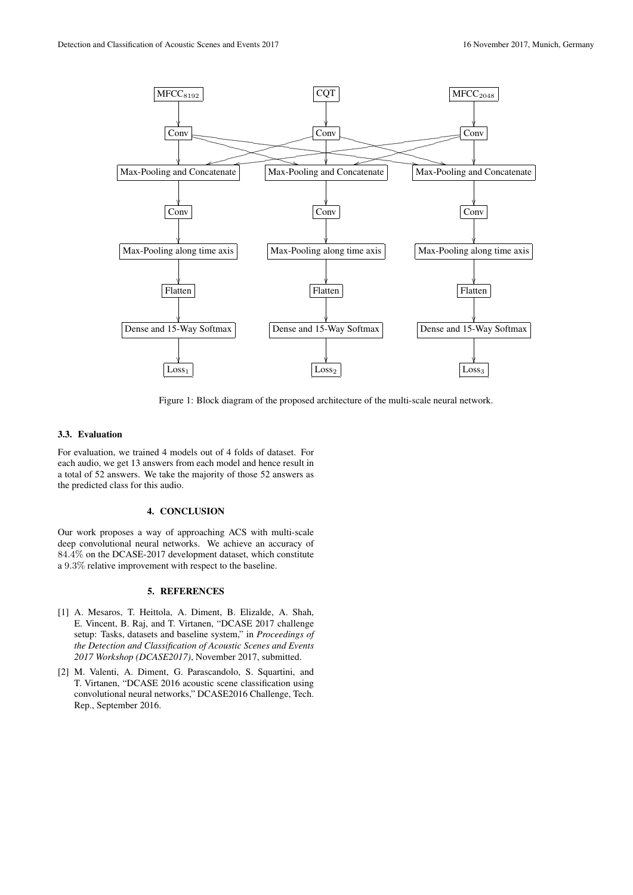$MFCC_{8192}$

CQT

$MFCC_{2048}$

Conv

Conv

Conv

Max-Pooling and Concatenate

Max-Pooling and Concatenate

Max-Pooling and Concatenate

Conv

Conv

Conv

Max-Pooling along time axis

Max-Pooling along time axis

Max-Pooling along time axis

Flatten

Flatten

Flatten

Dense and 15-Way Softmax

Dense and 15-Way Softmax

Dense and 15-Way Softmax

$Loss_1$

$Loss_2$

$Loss_3$

Figure 1: Block diagram of the proposed architecture of the multi-scale neural network.

### 3.3. Evaluation

For evaluation, we trained 4 models out of 4 folds of dataset. For each audio, we get 13 answers from each model and hence result in a total of 52 answers. We take the majority of those 52 answers as the predicted class for this audio.

## 4. CONCLUSION

Our work proposes a way of approaching ACS with multi-scale deep convolutional neural networks. We achieve an accuracy of $84.4\%$ on the DCASE-2017 development dataset, which constitute a $9.3\%$ relative improvement with respect to the baseline.

## 5. REFERENCES

[1] A. Mesaros, T. Heittola, A. Diment, B. Elizalde, A. Shah, E. Vincent, B. Raj, and T. Virtanen, "DCASE 2017 challenge setup: Tasks, datasets and baseline system," in *Proceedings of the Detection and Classification of Acoustic Scenes and Events 2017 Workshop (DCASE2017)*, November 2017, submitted.

[2] M. Valenti, A. Diment, G. Parascandolo, S. Squartini, and T. Virtanen, "DCASE 2016 acoustic scene classification using convolutional neural networks," DCASE2016 Challenge, Tech. Rep., September 2016.